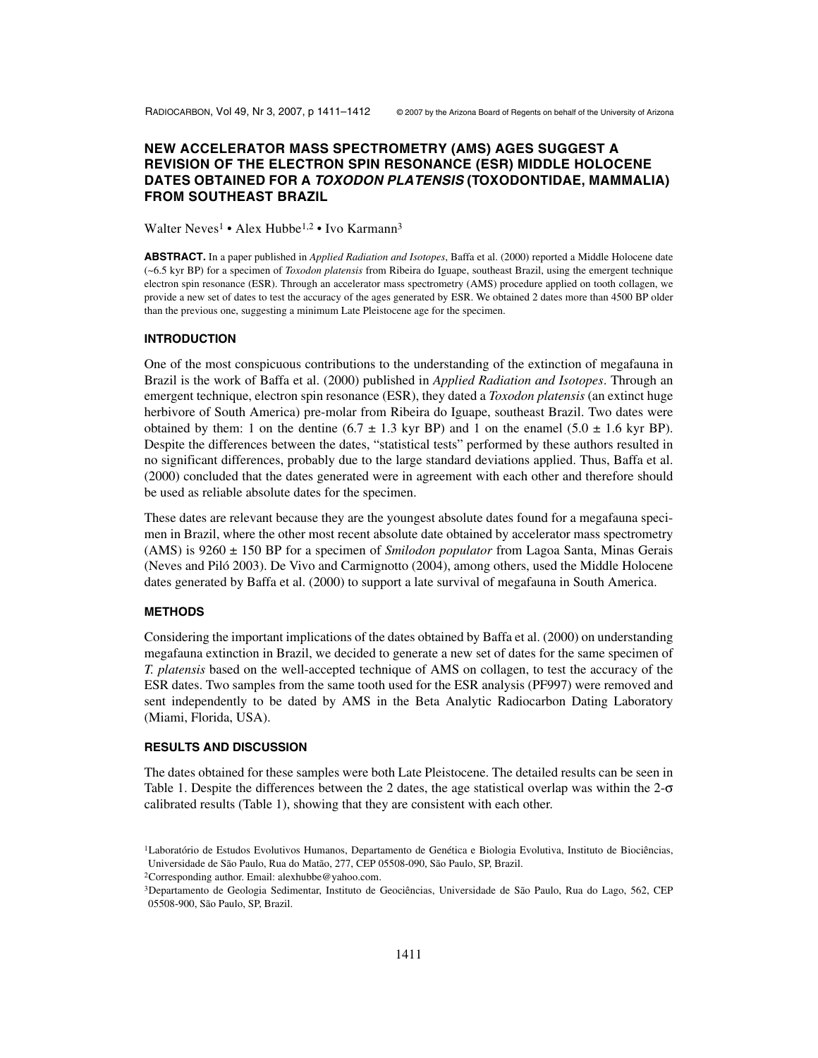# NEW ACCELERATOR MASS SPECTROMETRY (AMS) AGES SUGGEST A REVISION OF THE ELECTRON SPIN RESONANCE (ESR) MIDDLE HOLOCENE DATES OBTAINED FOR A *TOXODON PLATENSIS* (TOXODONTIDAE, MAMMALIA) FROM SOUTHEAST BRAZIL

Walter Neves[1] • Alex Hubbe[1,2] • Ivo Karmann[3]

**ABSTRACT.** In a paper published in *Applied Radiation and Isotopes*, Baffa et al. (2000) reported a Middle Holocene date (~6.5 kyr BP) for a specimen of *Toxodon platensis* from Ribeira do Iguape, southeast Brazil, using the emergent technique electron spin resonance (ESR). Through an accelerator mass spectrometry (AMS) procedure applied on tooth collagen, we provide a new set of dates to test the accuracy of the ages generated by ESR. We obtained 2 dates more than 4500 BP older than the previous one, suggesting a minimum Late Pleistocene age for the specimen.

## INTRODUCTION

One of the most conspicuous contributions to the understanding of the extinction of megafauna in Brazil is the work of Baffa et al. (2000) published in *Applied Radiation and Isotopes*. Through an emergent technique, electron spin resonance (ESR), they dated a *Toxodon platensis* (an extinct huge herbivore of South America) pre-molar from Ribeira do Iguape, southeast Brazil. Two dates were obtained by them: 1 on the dentine (6.7 ± 1.3 kyr BP) and 1 on the enamel (5.0 ± 1.6 kyr BP). Despite the differences between the dates, "statistical tests" performed by these authors resulted in no significant differences, probably due to the large standard deviations applied. Thus, Baffa et al. (2000) concluded that the dates generated were in agreement with each other and therefore should be used as reliable absolute dates for the specimen.

These dates are relevant because they are the youngest absolute dates found for a megafauna specimen in Brazil, where the other most recent absolute date obtained by accelerator mass spectrometry (AMS) is 9260 ± 150 BP for a specimen of *Smilodon populator* from Lagoa Santa, Minas Gerais (Neves and Piló 2003). De Vivo and Carmignotto (2004), among others, used the Middle Holocene dates generated by Baffa et al. (2000) to support a late survival of megafauna in South America.

## METHODS

Considering the important implications of the dates obtained by Baffa et al. (2000) on understanding megafauna extinction in Brazil, we decided to generate a new set of dates for the same specimen of *T. platensis* based on the well-accepted technique of AMS on collagen, to test the accuracy of the ESR dates. Two samples from the same tooth used for the ESR analysis (PF997) were removed and sent independently to be dated by AMS in the Beta Analytic Radiocarbon Dating Laboratory (Miami, Florida, USA).

## RESULTS AND DISCUSSION

The dates obtained for these samples were both Late Pleistocene. The detailed results can be seen in Table 1. Despite the differences between the 2 dates, the age statistical overlap was within the 2-$\sigma$ calibrated results (Table 1), showing that they are consistent with each other.

[1]Laboratório de Estudos Evolutivos Humanos, Departamento de Genética e Biologia Evolutiva, Instituto de Biociências, Universidade de São Paulo, Rua do Matão, 277, CEP 05508-090, São Paulo, SP, Brazil.

[2]Corresponding author. Email: alexhubbe@yahoo.com.

[3]Departamento de Geologia Sedimentar, Instituto de Geociências, Universidade de São Paulo, Rua do Lago, 562, CEP 05508-900, São Paulo, SP, Brazil.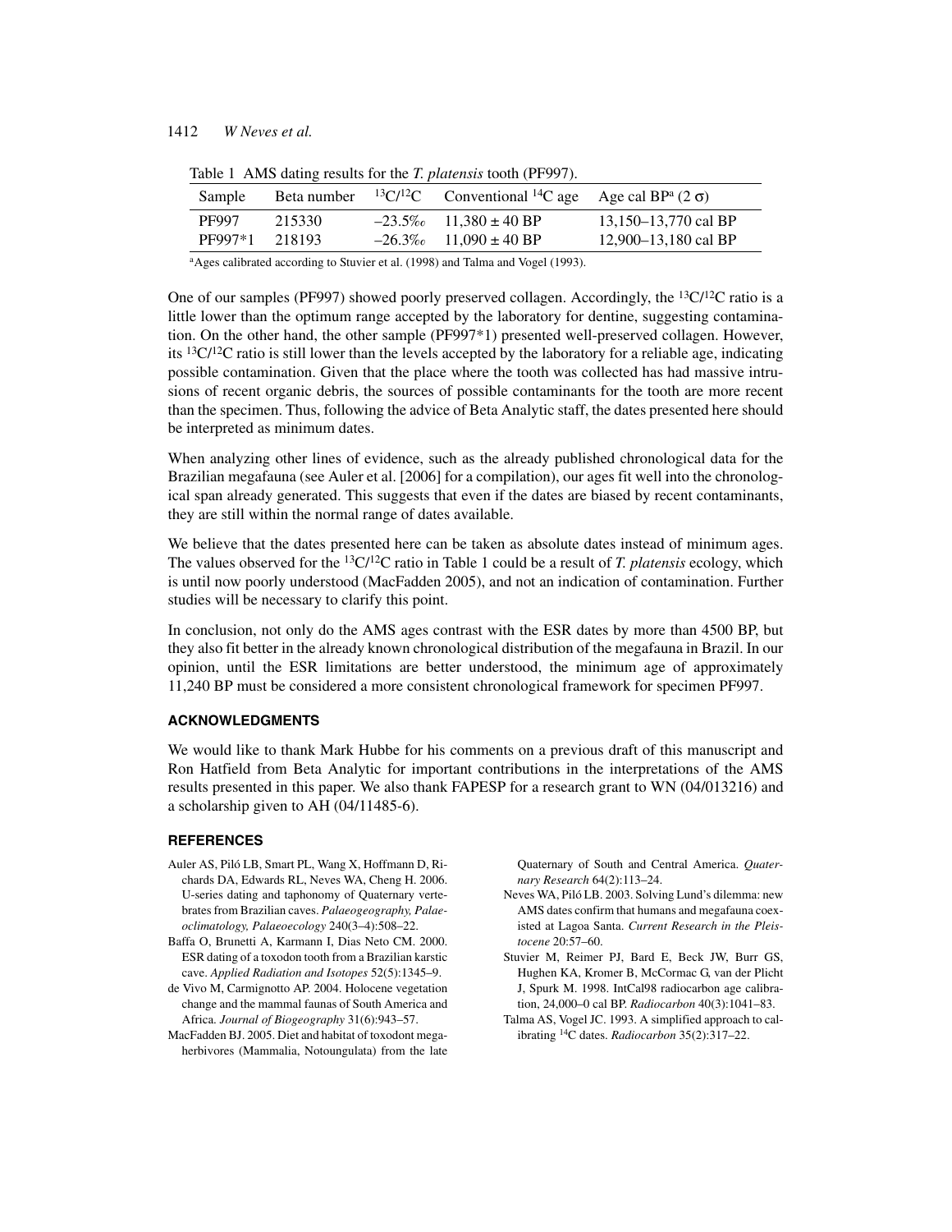Table 1 AMS dating results for the *T. platensis* tooth (PF997).

| Sample | Beta number | $^{13}C/^{12}C$ | Conventional $^{14}C$ age | Age cal BP[a] (2 σ) |
|---|---|---|---|---|
| PF997 | 215330 | –23.5‰ | 11,380 ± 40 BP | 13,150–13,770 cal BP |
| PF997*1 | 218193 | –26.3‰ | 11,090 ± 40 BP | 12,900–13,180 cal BP |

[a]Ages calibrated according to Stuvier et al. (1998) and Talma and Vogel (1993).

One of our samples (PF997) showed poorly preserved collagen. Accordingly, the $^{13}C/^{12}C$ ratio is a little lower than the optimum range accepted by the laboratory for dentine, suggesting contamination. On the other hand, the other sample (PF997*1) presented well-preserved collagen. However, its $^{13}C/^{12}C$ ratio is still lower than the levels accepted by the laboratory for a reliable age, indicating possible contamination. Given that the place where the tooth was collected has had massive intrusions of recent organic debris, the sources of possible contaminants for the tooth are more recent than the specimen. Thus, following the advice of Beta Analytic staff, the dates presented here should be interpreted as minimum dates.

When analyzing other lines of evidence, such as the already published chronological data for the Brazilian megafauna (see Auler et al. [2006] for a compilation), our ages fit well into the chronological span already generated. This suggests that even if the dates are biased by recent contaminants, they are still within the normal range of dates available.

We believe that the dates presented here can be taken as absolute dates instead of minimum ages. The values observed for the $^{13}C/^{12}C$ ratio in Table 1 could be a result of *T. platensis* ecology, which is until now poorly understood (MacFadden 2005), and not an indication of contamination. Further studies will be necessary to clarify this point.

In conclusion, not only do the AMS ages contrast with the ESR dates by more than 4500 BP, but they also fit better in the already known chronological distribution of the megafauna in Brazil. In our opinion, until the ESR limitations are better understood, the minimum age of approximately 11,240 BP must be considered a more consistent chronological framework for specimen PF997.

## ACKNOWLEDGMENTS

We would like to thank Mark Hubbe for his comments on a previous draft of this manuscript and Ron Hatfield from Beta Analytic for important contributions in the interpretations of the AMS results presented in this paper. We also thank FAPESP for a research grant to WN (04/013216) and a scholarship given to AH (04/11485-6).

## REFERENCES

Auler AS, Piló LB, Smart PL, Wang X, Hoffmann D, Richards DA, Edwards RL, Neves WA, Cheng H. 2006. U-series dating and taphonomy of Quaternary vertebrates from Brazilian caves. *Palaeogeography, Palaeoclimatology, Palaeoecology* 240(3–4):508–22.

Baffa O, Brunetti A, Karmann I, Dias Neto CM. 2000. ESR dating of a toxodon tooth from a Brazilian karstic cave. *Applied Radiation and Isotopes* 52(5):1345–9.

de Vivo M, Carmignotto AP. 2004. Holocene vegetation change and the mammal faunas of South America and Africa. *Journal of Biogeography* 31(6):943–57.

MacFadden BJ. 2005. Diet and habitat of toxodont megaherbivores (Mammalia, Notoungulata) from the late Quaternary of South and Central America. *Quaternary Research* 64(2):113–24.

Neves WA, Piló LB. 2003. Solving Lund's dilemma: new AMS dates confirm that humans and megafauna coexisted at Lagoa Santa. *Current Research in the Pleistocene* 20:57–60.

Stuvier M, Reimer PJ, Bard E, Beck JW, Burr GS, Hughen KA, Kromer B, McCormac G, van der Plicht J, Spurk M. 1998. IntCal98 radiocarbon age calibration, 24,000–0 cal BP. *Radiocarbon* 40(3):1041–83.

Talma AS, Vogel JC. 1993. A simplified approach to calibrating $^{14}C$ dates. *Radiocarbon* 35(2):317–22.